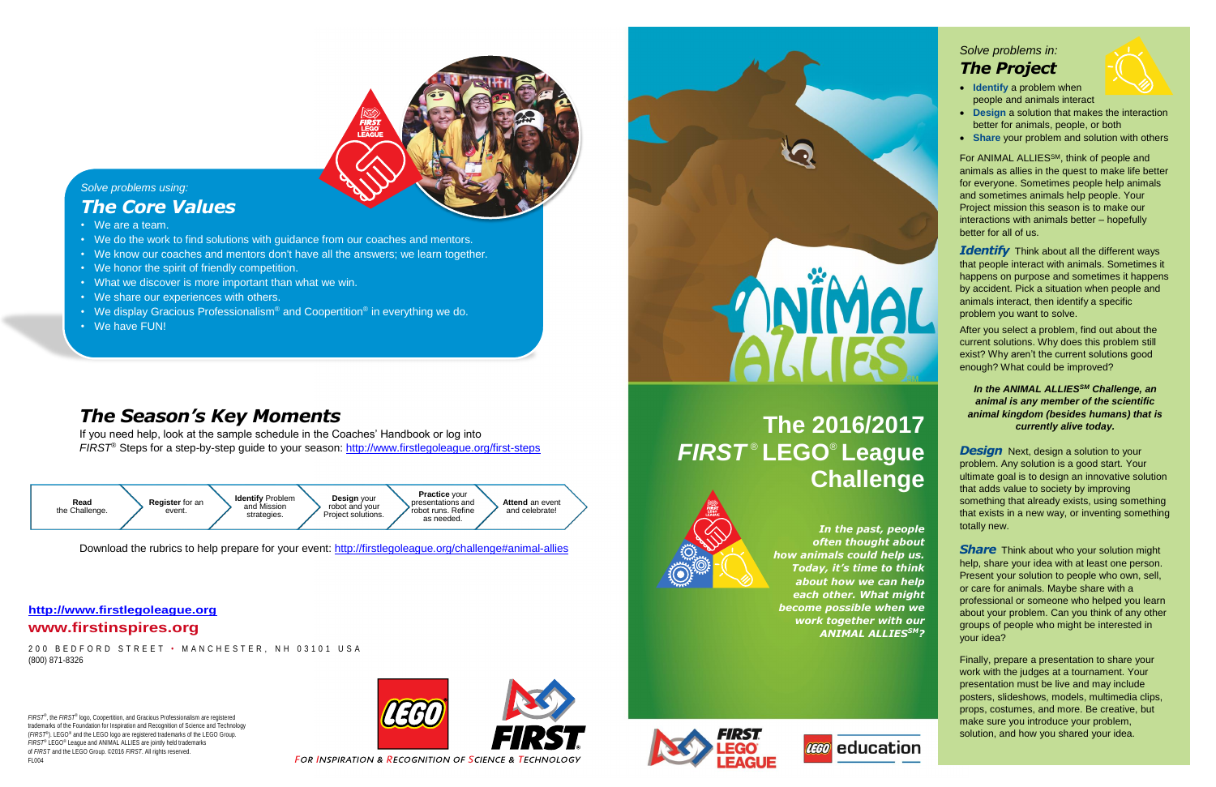*Solve problems using:*

## The Core Values

- We are a team.
- We do the work to find solutions with guidance from our coaches and mentors.
- We know our coaches and mentors don't have all the answers; we learn together.
- We honor the spirit of friendly competition.
- What we discover is more important than what we win.
- We share our experiences with others.
- We display Gracious Professionalism® and Coopertition® in everything we do.
- We have FUN!

## The Season's Key Moments

If you need help, look at the sample schedule in the Coaches' Handbook or log into *FIRST*® Steps for a step-by-step guide to your season: http://www.firstlegoleague.org/first-steps

**Read** the Challenge. → **Register** for an event. → **Identify** Problem and Mission strategies. → **Design** your robot and your Project solutions. → **Practice** your presentations and robot runs. Refine as needed. → **Attend** an event and celebrate!

Download the rubrics to help prepare for your event: http://firstlegoleague.org/challenge#animal-allies

**http://www.firstlegoleague.org**

**www.firstinspires.org**

200 BEDFORD STREET • MANCHESTER, NH 03101 USA
(800) 871-8326

*FIRST*®, the *FIRST*® logo, Coopertition, and Gracious Professionalism are registered trademarks of the Foundation for Inspiration and Recognition of Science and Technology (*FIRST*®). LEGO® and the LEGO logo are registered trademarks of the LEGO Group. *FIRST*® LEGO® League and ANIMAL ALLIES are jointly held trademarks of *FIRST* and the LEGO Group. ©2016 *FIRST*. All rights reserved.
FL004

FOR INSPIRATION & RECOGNITION OF SCIENCE & TECHNOLOGY

# ANIMAL ALLIES

# The 2016/2017 *FIRST*® LEGO® League Challenge

***In the past, people often thought about how animals could help us. Today, it's time to think about how we can help each other. What might become possible when we work together with our ANIMAL ALLIES℠?***

*Solve problems in:*

## The Project

- **Identify** a problem when people and animals interact
- **Design** a solution that makes the interaction better for animals, people, or both
- **Share** your problem and solution with others

For ANIMAL ALLIES℠, think of people and animals as allies in the quest to make life better for everyone. Sometimes people help animals and sometimes animals help people. Your Project mission this season is to make our interactions with animals better – hopefully better for all of us.

***Identify*** Think about all the different ways that people interact with animals. Sometimes it happens on purpose and sometimes it happens by accident. Pick a situation when people and animals interact, then identify a specific problem you want to solve.

After you select a problem, find out about the current solutions. Why does this problem still exist? Why aren't the current solutions good enough? What could be improved?

***In the ANIMAL ALLIES℠ Challenge, an animal is any member of the scientific animal kingdom (besides humans) that is currently alive today.***

***Design*** Next, design a solution to your problem. Any solution is a good start. Your ultimate goal is to design an innovative solution that adds value to society by improving something that already exists, using something that exists in a new way, or inventing something totally new.

***Share*** Think about who your solution might help, share your idea with at least one person. Present your solution to people who own, sell, or care for animals. Maybe share with a professional or someone who helped you learn about your problem. Can you think of any other groups of people who might be interested in your idea?

Finally, prepare a presentation to share your work with the judges at a tournament. Your presentation must be live and may include posters, slideshows, models, multimedia clips, props, costumes, and more. Be creative, but make sure you introduce your problem, solution, and how you shared your idea.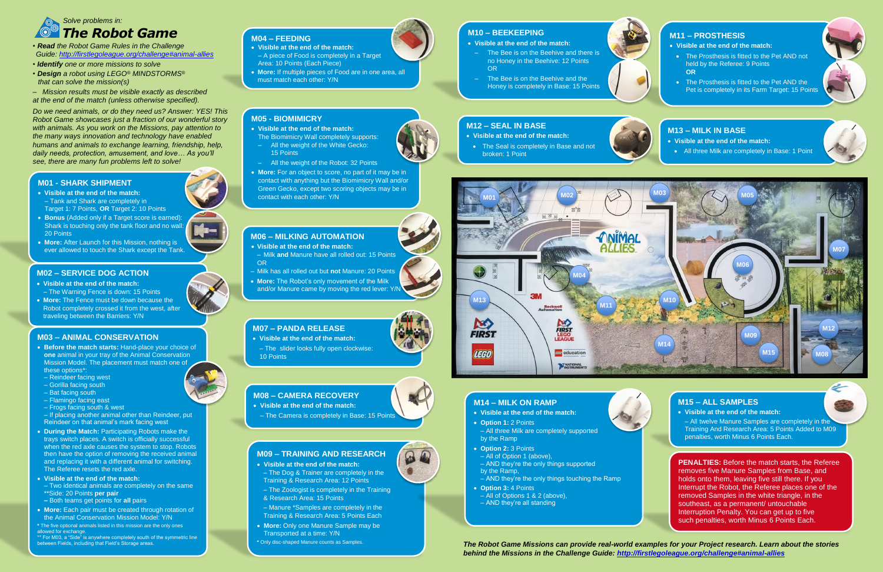*Solve problems in:*

# The Robot Game

- ***Read*** *the Robot Game Rules in the Challenge Guide: http://firstlegoleague.org/challenge#animal-allies*
- ***Identify*** *one or more missions to solve*
- ***Design*** *a robot using LEGO® MINDSTORMS® that can solve the mission(s)*

*– Mission results must be visible exactly as described at the end of the match (unless otherwise specified).*

*Do we need animals, or do they need us? Answer: YES! This Robot Game showcases just a fraction of our wonderful story with animals. As you work on the Missions, pay attention to the many ways innovation and technology have enabled humans and animals to exchange learning, friendship, help, daily needs, protection, amusement, and love… As you'll see, there are many fun problems left to solve!*

## M01 - SHARK SHIPMENT

- **Visible at the end of the match:**
  – Tank and Shark are completely in Target 1: 7 Points, **OR** Target 2: 10 Points
- **Bonus** (Added only if a Target score is earned): Shark is touching only the tank floor and no wall: 20 Points
- **More:** After Launch for this Mission, nothing is ever allowed to touch the Shark except the Tank.

## M02 – SERVICE DOG ACTION

- **Visible at the end of the match:**
  – The Warning Fence is down: 15 Points
- **More:** The Fence must be down because the Robot completely crossed it from the west, after traveling between the Barriers: Y/N

## M03 – ANIMAL CONSERVATION

- **Before the match starts:** Hand-place your choice of **one** animal in your tray of the Animal Conservation Mission Model. The placement must match one of these options*:
  – Reindeer facing west
  – Gorilla facing south
  – Bat facing south
  – Flamingo facing east
  – Frogs facing south & west
  – If placing another animal other than Reindeer, put Reindeer on that animal's mark facing west
- **During the Match:** Participating Robots make the trays switch places. A switch is officially successful when the red axle causes the system to stop. Robots then have the option of removing the received animal and replacing it with a different animal for switching. The Referee resets the red axle.
- **Visible at the end of the match:**
  – Two identical animals are completely on the same **Side: 20 Points **per pair**
  **–** Both teams get points for **all** pairs
- **More:** Each pair must be created through rotation of the Animal Conservation Mission Model: Y/N

\* The five optional animals listed in this mission are the only ones allowed for exchange.
\*\* For M03, a "Side" is anywhere completely south of the symmetric line between Fields, including that Field's Storage areas.

## M04 – FEEDING

- **Visible at the end of the match:**
  – A piece of Food is completely in a Target Area: 10 Points (Each Piece)
- **More:** If multiple pieces of Food are in one area, all must match each other: Y/N

## M05 - BIOMIMICRY

- **Visible at the end of the match:**
  The Biomimicry Wall completely supports:
  – All the weight of the White Gecko: 15 Points
  – All the weight of the Robot: 32 Points
- **More:** For an object to score, no part of it may be in contact with anything but the Biomimicry Wall and/or Green Gecko, except two scoring objects may be in contact with each other: Y/N

## M06 – MILKING AUTOMATION

- **Visible at the end of the match:**
  – Milk **and** Manure have all rolled out: 15 Points
  OR
  – Milk has all rolled out but **not** Manure: 20 Points
- **More:** The Robot's only movement of the Milk and/or Manure came by moving the red lever: Y/N

## M07 – PANDA RELEASE

- **Visible at the end of the match:**
  – The slider looks fully open clockwise: 10 Points

## M08 – CAMERA RECOVERY

- **Visible at the end of the match:**
  – The Camera is completely in Base: 15 Points

## M09 – TRAINING AND RESEARCH

- **Visible at the end of the match:**
  – The Dog & Trainer are completely in the Training & Research Area: 12 Points
  – The Zoologist is completely in the Training & Research Area: 15 Points
  – Manure *Samples are completely in the Training & Research Area: 5 Points Each
- **More:** Only one Manure Sample may be Transported at a time: Y/N

\* Only disc-shaped Manure counts as Samples.

## M10 – BEEKEEPING

- **Visible at the end of the match:**
  – The Bee is on the Beehive and there is no Honey in the Beehive: 12 Points
  OR
  – The Bee is on the Beehive and the Honey is completely in Base: 15 Points

## M11 – PROSTHESIS

- **Visible at the end of the match:**
  - The Prosthesis is fitted to the Pet AND not held by the Referee: 9 Points
  **OR**
  - The Prosthesis is fitted to the Pet AND the Pet is completely in its Farm Target: 15 Points

## M12 – SEAL IN BASE

- **Visible at the end of the match:**
  - The Seal is completely in Base and not broken: 1 Point

## M13 – MILK IN BASE

- **Visible at the end of the match:**
  - All three Milk are completely in Base: 1 Point

## M14 – MILK ON RAMP

- **Visible at the end of the match:**
- **Option 1:** 2 Points
  – All three Milk are completely supported by the Ramp
- **Option 2:** 3 Points
  – All of Option 1 (above),
  – AND they're the only things supported by the Ramp,
  – AND they're the only things touching the Ramp
- **Option 3:** 4 Points
  – All of Options 1 & 2 (above),
  – AND they're all standing

## M15 – ALL SAMPLES

- **Visible at the end of the match:**
  – All twelve Manure Samples are completely in the Training And Research Area: 5 Points Added to M09 penalties, worth Minus 6 Points Each.

**PENALTIES:** Before the match starts, the Referee removes five Manure Samples from Base, and holds onto them, leaving five still there. If you Interrupt the Robot, the Referee places one of the removed Samples in the white triangle, in the southeast, as a permanent/ untouchable Interruption Penalty. You can get up to five such penalties, worth Minus 6 Points Each.

***The Robot Game Missions can provide real-world examples for your Project research. Learn about the stories behind the Missions in the Challenge Guide: http://firstlegoleague.org/challenge#animal-allies***